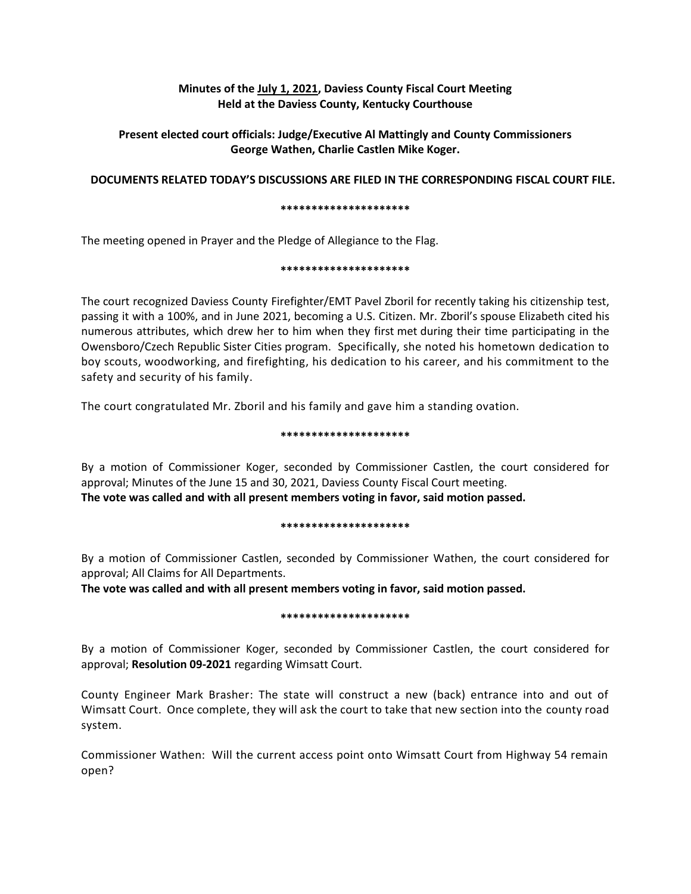**Minutes of the July 1, 2021, Daviess County Fiscal Court Meeting**
**Held at the Daviess County, Kentucky Courthouse**

**Present elected court officials: Judge/Executive Al Mattingly and County Commissioners George Wathen, Charlie Castlen Mike Koger.**

**DOCUMENTS RELATED TODAY'S DISCUSSIONS ARE FILED IN THE CORRESPONDING FISCAL COURT FILE.**

*********************

The meeting opened in Prayer and the Pledge of Allegiance to the Flag.

*********************

The court recognized Daviess County Firefighter/EMT Pavel Zboril for recently taking his citizenship test, passing it with a 100%, and in June 2021, becoming a U.S. Citizen. Mr. Zboril's spouse Elizabeth cited his numerous attributes, which drew her to him when they first met during their time participating in the Owensboro/Czech Republic Sister Cities program. Specifically, she noted his hometown dedication to boy scouts, woodworking, and firefighting, his dedication to his career, and his commitment to the safety and security of his family.

The court congratulated Mr. Zboril and his family and gave him a standing ovation.

*********************

By a motion of Commissioner Koger, seconded by Commissioner Castlen, the court considered for approval; Minutes of the June 15 and 30, 2021, Daviess County Fiscal Court meeting.
**The vote was called and with all present members voting in favor, said motion passed.**

*********************

By a motion of Commissioner Castlen, seconded by Commissioner Wathen, the court considered for approval; All Claims for All Departments.
**The vote was called and with all present members voting in favor, said motion passed.**

*********************

By a motion of Commissioner Koger, seconded by Commissioner Castlen, the court considered for approval; **Resolution 09-2021** regarding Wimsatt Court.

County Engineer Mark Brasher: The state will construct a new (back) entrance into and out of Wimsatt Court. Once complete, they will ask the court to take that new section into the county road system.

Commissioner Wathen: Will the current access point onto Wimsatt Court from Highway 54 remain open?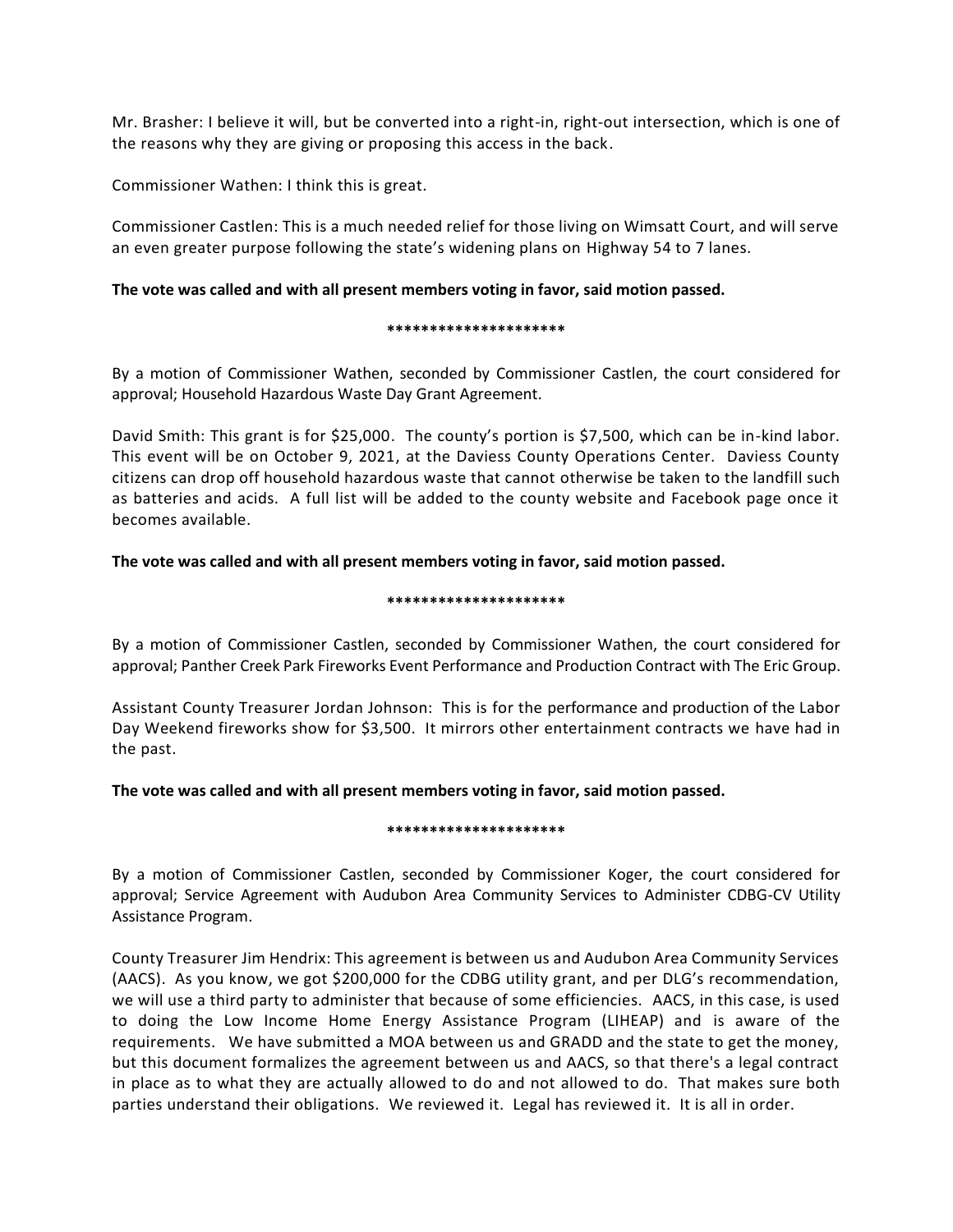Mr. Brasher: I believe it will, but be converted into a right-in, right-out intersection, which is one of the reasons why they are giving or proposing this access in the back.

Commissioner Wathen: I think this is great.

Commissioner Castlen: This is a much needed relief for those living on Wimsatt Court, and will serve an even greater purpose following the state's widening plans on Highway 54 to 7 lanes.

**The vote was called and with all present members voting in favor, said motion passed.**

*********************

By a motion of Commissioner Wathen, seconded by Commissioner Castlen, the court considered for approval; Household Hazardous Waste Day Grant Agreement.

David Smith: This grant is for $25,000. The county's portion is $7,500, which can be in-kind labor. This event will be on October 9, 2021, at the Daviess County Operations Center. Daviess County citizens can drop off household hazardous waste that cannot otherwise be taken to the landfill such as batteries and acids. A full list will be added to the county website and Facebook page once it becomes available.

**The vote was called and with all present members voting in favor, said motion passed.**

*********************

By a motion of Commissioner Castlen, seconded by Commissioner Wathen, the court considered for approval; Panther Creek Park Fireworks Event Performance and Production Contract with The Eric Group.

Assistant County Treasurer Jordan Johnson: This is for the performance and production of the Labor Day Weekend fireworks show for $3,500. It mirrors other entertainment contracts we have had in the past.

**The vote was called and with all present members voting in favor, said motion passed.**

*********************

By a motion of Commissioner Castlen, seconded by Commissioner Koger, the court considered for approval; Service Agreement with Audubon Area Community Services to Administer CDBG-CV Utility Assistance Program.

County Treasurer Jim Hendrix: This agreement is between us and Audubon Area Community Services (AACS). As you know, we got $200,000 for the CDBG utility grant, and per DLG's recommendation, we will use a third party to administer that because of some efficiencies. AACS, in this case, is used to doing the Low Income Home Energy Assistance Program (LIHEAP) and is aware of the requirements. We have submitted a MOA between us and GRADD and the state to get the money, but this document formalizes the agreement between us and AACS, so that there's a legal contract in place as to what they are actually allowed to do and not allowed to do. That makes sure both parties understand their obligations. We reviewed it. Legal has reviewed it. It is all in order.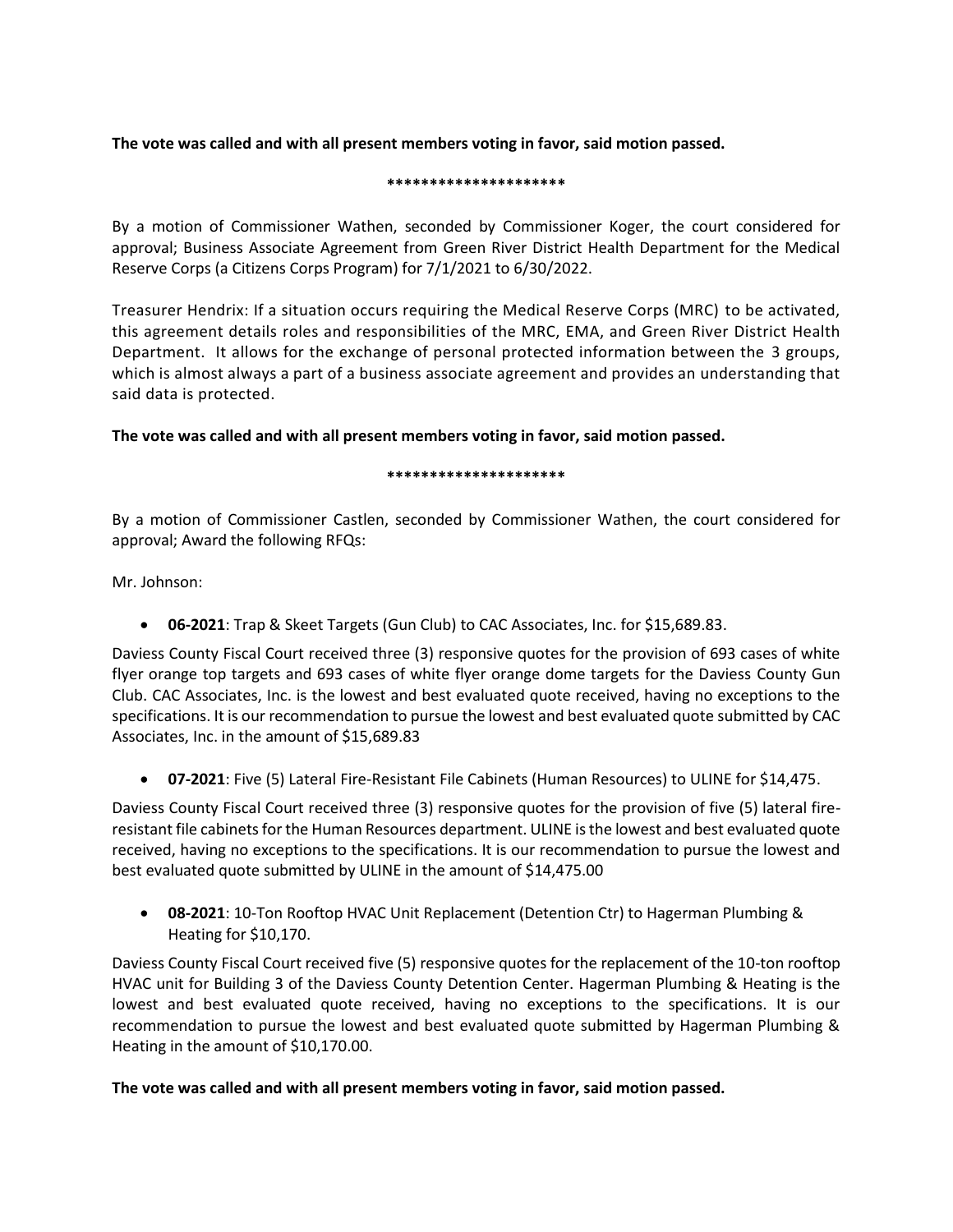**The vote was called and with all present members voting in favor, said motion passed.**

**********************

By a motion of Commissioner Wathen, seconded by Commissioner Koger, the court considered for approval; Business Associate Agreement from Green River District Health Department for the Medical Reserve Corps (a Citizens Corps Program) for 7/1/2021 to 6/30/2022.

Treasurer Hendrix: If a situation occurs requiring the Medical Reserve Corps (MRC) to be activated, this agreement details roles and responsibilities of the MRC, EMA, and Green River District Health Department. It allows for the exchange of personal protected information between the 3 groups, which is almost always a part of a business associate agreement and provides an understanding that said data is protected.

**The vote was called and with all present members voting in favor, said motion passed.**

**********************

By a motion of Commissioner Castlen, seconded by Commissioner Wathen, the court considered for approval; Award the following RFQs:

Mr. Johnson:

- **06-2021**: Trap & Skeet Targets (Gun Club) to CAC Associates, Inc. for $15,689.83.

Daviess County Fiscal Court received three (3) responsive quotes for the provision of 693 cases of white flyer orange top targets and 693 cases of white flyer orange dome targets for the Daviess County Gun Club. CAC Associates, Inc. is the lowest and best evaluated quote received, having no exceptions to the specifications. It is our recommendation to pursue the lowest and best evaluated quote submitted by CAC Associates, Inc. in the amount of $15,689.83

- **07-2021**: Five (5) Lateral Fire-Resistant File Cabinets (Human Resources) to ULINE for $14,475.

Daviess County Fiscal Court received three (3) responsive quotes for the provision of five (5) lateral fire-resistant file cabinets for the Human Resources department. ULINE is the lowest and best evaluated quote received, having no exceptions to the specifications. It is our recommendation to pursue the lowest and best evaluated quote submitted by ULINE in the amount of $14,475.00

- **08-2021**: 10-Ton Rooftop HVAC Unit Replacement (Detention Ctr) to Hagerman Plumbing & Heating for $10,170.

Daviess County Fiscal Court received five (5) responsive quotes for the replacement of the 10-ton rooftop HVAC unit for Building 3 of the Daviess County Detention Center. Hagerman Plumbing & Heating is the lowest and best evaluated quote received, having no exceptions to the specifications. It is our recommendation to pursue the lowest and best evaluated quote submitted by Hagerman Plumbing & Heating in the amount of $10,170.00.

**The vote was called and with all present members voting in favor, said motion passed.**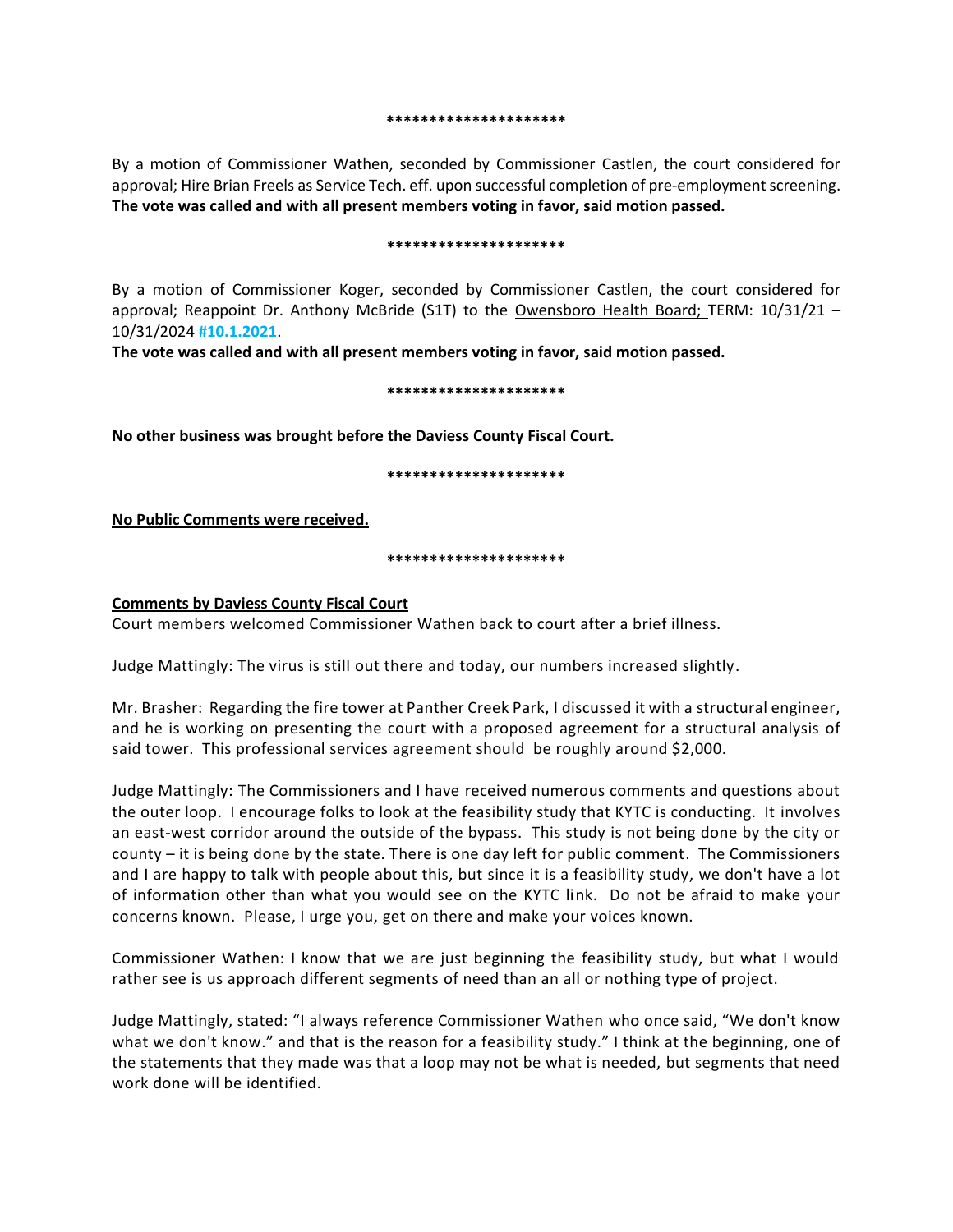*********************

By a motion of Commissioner Wathen, seconded by Commissioner Castlen, the court considered for approval; Hire Brian Freels as Service Tech. eff. upon successful completion of pre-employment screening. **The vote was called and with all present members voting in favor, said motion passed.**

*********************

By a motion of Commissioner Koger, seconded by Commissioner Castlen, the court considered for approval; Reappoint Dr. Anthony McBride (S1T) to the <u>Owensboro Health Board;</u> TERM: 10/31/21 – 10/31/2024 **#10.1.2021**.

**The vote was called and with all present members voting in favor, said motion passed.**

*********************

**<u>No other business was brought before the Daviess County Fiscal Court.</u>**

*********************

**<u>No Public Comments were received.</u>**

*********************

**<u>Comments by Daviess County Fiscal Court</u>**

Court members welcomed Commissioner Wathen back to court after a brief illness.

Judge Mattingly: The virus is still out there and today, our numbers increased slightly.

Mr. Brasher: Regarding the fire tower at Panther Creek Park, I discussed it with a structural engineer, and he is working on presenting the court with a proposed agreement for a structural analysis of said tower. This professional services agreement should be roughly around $2,000.

Judge Mattingly: The Commissioners and I have received numerous comments and questions about the outer loop. I encourage folks to look at the feasibility study that KYTC is conducting. It involves an east-west corridor around the outside of the bypass. This study is not being done by the city or county – it is being done by the state. There is one day left for public comment. The Commissioners and I are happy to talk with people about this, but since it is a feasibility study, we don't have a lot of information other than what you would see on the KYTC link. Do not be afraid to make your concerns known. Please, I urge you, get on there and make your voices known.

Commissioner Wathen: I know that we are just beginning the feasibility study, but what I would rather see is us approach different segments of need than an all or nothing type of project.

Judge Mattingly, stated: "I always reference Commissioner Wathen who once said, "We don't know what we don't know." and that is the reason for a feasibility study." I think at the beginning, one of the statements that they made was that a loop may not be what is needed, but segments that need work done will be identified.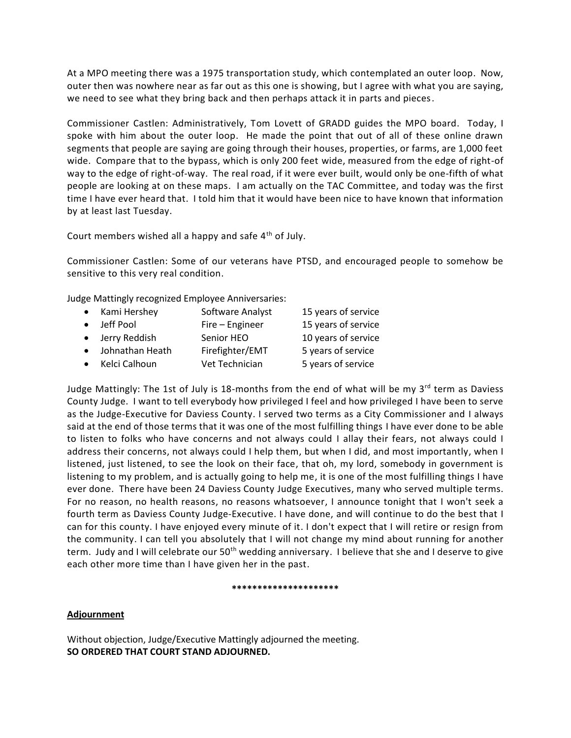At a MPO meeting there was a 1975 transportation study, which contemplated an outer loop. Now, outer then was nowhere near as far out as this one is showing, but I agree with what you are saying, we need to see what they bring back and then perhaps attack it in parts and pieces.

Commissioner Castlen: Administratively, Tom Lovett of GRADD guides the MPO board. Today, I spoke with him about the outer loop. He made the point that out of all of these online drawn segments that people are saying are going through their houses, properties, or farms, are 1,000 feet wide. Compare that to the bypass, which is only 200 feet wide, measured from the edge of right-of way to the edge of right-of-way. The real road, if it were ever built, would only be one-fifth of what people are looking at on these maps. I am actually on the TAC Committee, and today was the first time I have ever heard that. I told him that it would have been nice to have known that information by at least last Tuesday.

Court members wished all a happy and safe 4th of July.

Commissioner Castlen: Some of our veterans have PTSD, and encouraged people to somehow be sensitive to this very real condition.

Judge Mattingly recognized Employee Anniversaries:

| | | |
|---|---|---|
| • Kami Hershey | Software Analyst | 15 years of service |
| • Jeff Pool | Fire – Engineer | 15 years of service |
| • Jerry Reddish | Senior HEO | 10 years of service |
| • Johnathan Heath | Firefighter/EMT | 5 years of service |
| • Kelci Calhoun | Vet Technician | 5 years of service |

Judge Mattingly: The 1st of July is 18-months from the end of what will be my 3rd term as Daviess County Judge. I want to tell everybody how privileged I feel and how privileged I have been to serve as the Judge-Executive for Daviess County. I served two terms as a City Commissioner and I always said at the end of those terms that it was one of the most fulfilling things I have ever done to be able to listen to folks who have concerns and not always could I allay their fears, not always could I address their concerns, not always could I help them, but when I did, and most importantly, when I listened, just listened, to see the look on their face, that oh, my lord, somebody in government is listening to my problem, and is actually going to help me, it is one of the most fulfilling things I have ever done. There have been 24 Daviess County Judge Executives, many who served multiple terms. For no reason, no health reasons, no reasons whatsoever, I announce tonight that I won't seek a fourth term as Daviess County Judge-Executive. I have done, and will continue to do the best that I can for this county. I have enjoyed every minute of it. I don't expect that I will retire or resign from the community. I can tell you absolutely that I will not change my mind about running for another term. Judy and I will celebrate our 50th wedding anniversary. I believe that she and I deserve to give each other more time than I have given her in the past.

*********************

**Adjournment**

Without objection, Judge/Executive Mattingly adjourned the meeting.
**SO ORDERED THAT COURT STAND ADJOURNED.**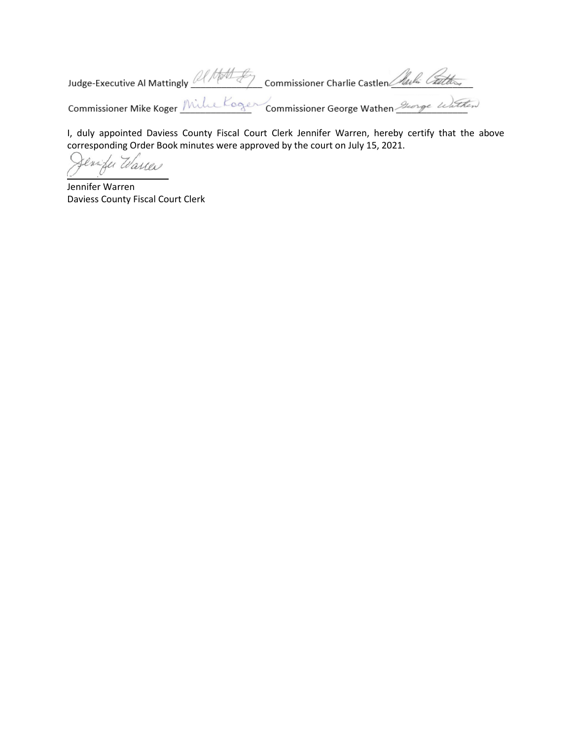Judge-Executive Al Mattingly ______________ Commissioner Charlie Castlen______________

Commissioner Mike Koger ______________ Commissioner George Wathen______________

I, duly appointed Daviess County Fiscal Court Clerk Jennifer Warren, hereby certify that the above corresponding Order Book minutes were approved by the court on July 15, 2021.

______________

Jennifer Warren
Daviess County Fiscal Court Clerk